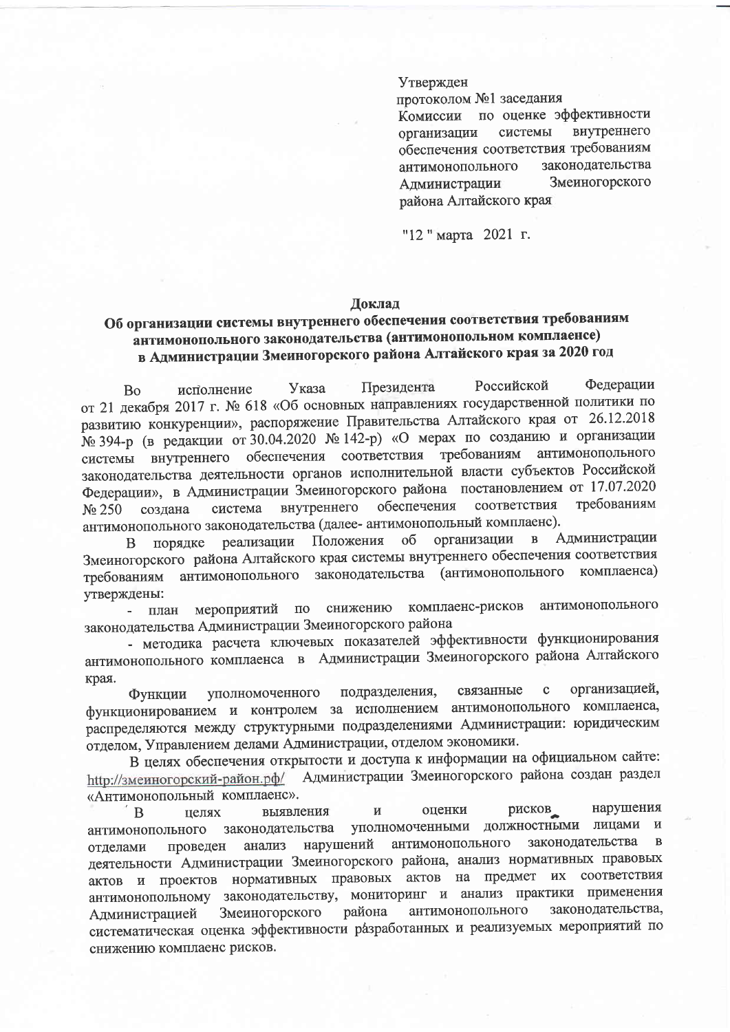Утвержден
протоколом №1 заседания
Комиссии по оценке эффективности организации системы внутреннего обеспечения соответствия требованиям антимонопольного законодательства Администрации Змеиногорского района Алтайского края

"12 " марта 2021 г.

**Доклад**
**Об организации системы внутреннего обеспечения соответствия требованиям антимонопольного законодательства (антимонопольном комплаенсе) в Администрации Змеиногорского района Алтайского края за 2020 год**

Во исполнение Указа Президента Российской Федерации от 21 декабря 2017 г. № 618 «Об основных направлениях государственной политики по развитию конкуренции», распоряжение Правительства Алтайского края от 26.12.2018 № 394-р (в редакции от 30.04.2020 № 142-р) «О мерах по созданию и организации системы внутреннего обеспечения соответствия требованиям антимонопольного законодательства деятельности органов исполнительной власти субъектов Российской Федерации», в Администрации Змеиногорского района постановлением от 17.07.2020 № 250 создана система внутреннего обеспечения соответствия требованиям антимонопольного законодательства (далее- антимонопольный комплаенс).

В порядке реализации Положения об организации в Администрации Змеиногорского района Алтайского края системы внутреннего обеспечения соответствия требованиям антимонопольного законодательства (антимонопольного комплаенса) утверждены:

- план мероприятий по снижению комплаенс-рисков антимонопольного законодательства Администрации Змеиногорского района
- методика расчета ключевых показателей эффективности функционирования антимонопольного комплаенса в Администрации Змеиногорского района Алтайского края.

Функции уполномоченного подразделения, связанные с организацией, функционированием и контролем за исполнением антимонопольного комплаенса, распределяются между структурными подразделениями Администрации: юридическим отделом, Управлением делами Администрации, отделом экономики.

В целях обеспечения открытости и доступа к информации на официальном сайте: http://змеиногорский-район.рф/ Администрации Змеиногорского района создан раздел «Антимонопольный комплаенс».

В целях выявления и оценки рисков нарушения антимонопольного законодательства уполномоченными должностными лицами и отделами проведен анализ нарушений антимонопольного законодательства в деятельности Администрации Змеиногорского района, анализ нормативных правовых актов и проектов нормативных правовых актов на предмет их соответствия антимонопольному законодательству, мониторинг и анализ практики применения Администрацией Змеиногорского района антимонопольного законодательства, систематическая оценка эффективности разработанных и реализуемых мероприятий по снижению комплаенс рисков.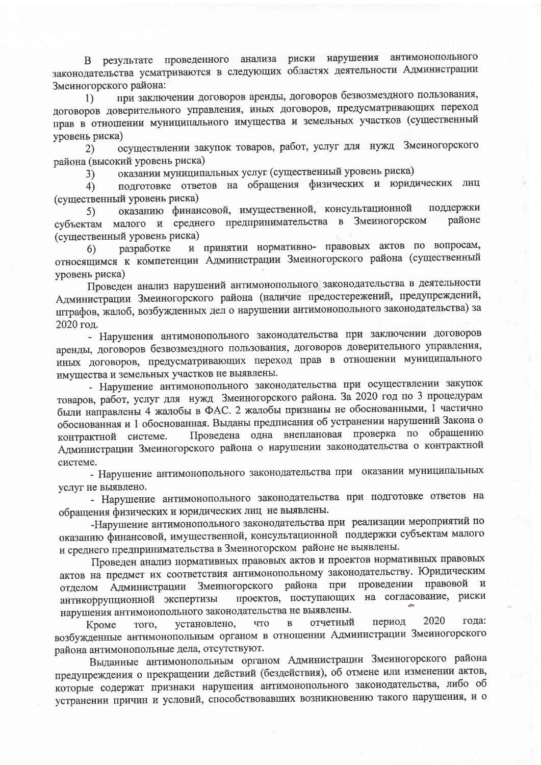В результате проведенного анализа риски нарушения антимонопольного законодательства усматриваются в следующих областях деятельности Администрации Змеиногорского района:

1) при заключении договоров аренды, договоров безвозмездного пользования, договоров доверительного управления, иных договоров, предусматривающих переход прав в отношении муниципального имущества и земельных участков (существенный уровень риска)

2) осуществлении закупок товаров, работ, услуг для нужд Змеиногорского района (высокий уровень риска)

3) оказании муниципальных услуг (существенный уровень риска)

4) подготовке ответов на обращения физических и юридических лиц (существенный уровень риска)

5) оказанию финансовой, имущественной, консультационной поддержки субъектам малого и среднего предпринимательства в Змеиногорском районе (существенный уровень риска)

6) разработке и принятии нормативно- правовых актов по вопросам, относящимся к компетенции Администрации Змеиногорского района (существенный уровень риска)

Проведен анализ нарушений антимонопольного законодательства в деятельности Администрации Змеиногорского района (наличие предостережений, предупреждений, штрафов, жалоб, возбужденных дел о нарушении антимонопольного законодательства) за 2020 год.

- Нарушения антимонопольного законодательства при заключении договоров аренды, договоров безвозмездного пользования, договоров доверительного управления, иных договоров, предусматривающих переход прав в отношении муниципального имущества и земельных участков не выявлены.

- Нарушение антимонопольного законодательства при осуществлении закупок товаров, работ, услуг для нужд Змеиногорского района. За 2020 год по 3 процедурам были направлены 4 жалобы в ФАС. 2 жалобы признаны не обоснованными, 1 частично обоснованная и 1 обоснованная. Выданы предписания об устранении нарушений Закона о контрактной системе. Проведена одна внеплановая проверка по обращению Администрации Змеиногорского района о нарушении законодательства о контрактной системе.

- Нарушение антимонопольного законодательства при оказании муниципальных услуг не выявлено.

- Нарушение антимонопольного законодательства при подготовке ответов на обращения физических и юридических лиц не выявлены.

-Нарушение антимонопольного законодательства при реализации мероприятий по оказанию финансовой, имущественной, консультационной поддержки субъектам малого и среднего предпринимательства в Змеиногорском районе не выявлены.

Проведен анализ нормативных правовых актов и проектов нормативных правовых актов на предмет их соответствия антимонопольному законодательству. Юридическим отделом Администрации Змеиногорского района при проведении правовой и антикоррупционной экспертизы проектов, поступающих на согласование, риски нарушения антимонопольного законодательства не выявлены.

Кроме того, установлено, что в отчетный период 2020 года: возбужденные антимонопольным органом в отношении Администрации Змеиногорского района антимонопольные дела, отсутствуют.

Выданные антимонопольным органом Администрации Змеиногорского района предупреждения о прекращении действий (бездействия), об отмене или изменении актов, которые содержат признаки нарушения антимонопольного законодательства, либо об устранении причин и условий, способствовавших возникновению такого нарушения, и о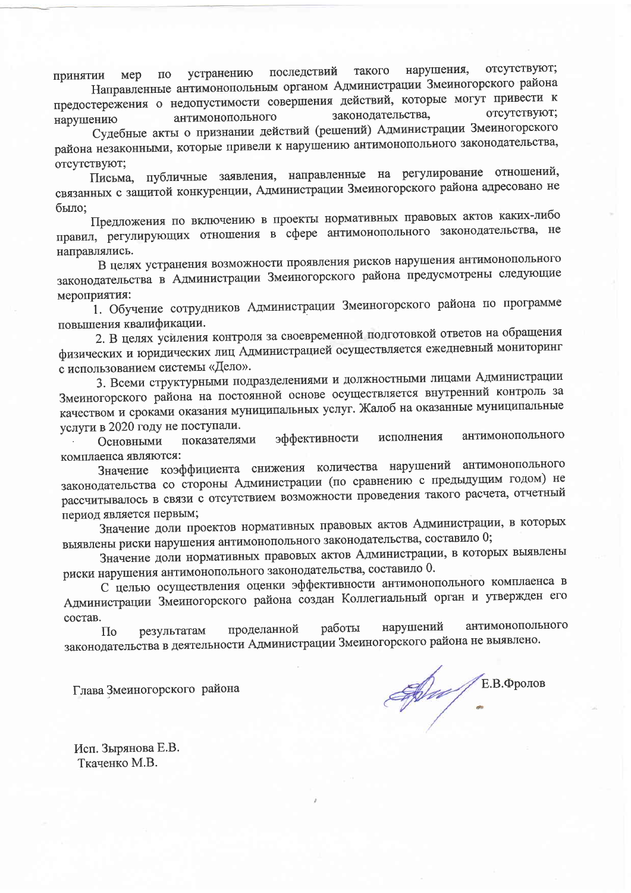принятии мер по устранению последствий такого нарушения, отсутствуют;

Направленные антимонопольным органом Администрации Змеиногорского района предостережения о недопустимости совершения действий, которые могут привести к нарушению антимонопольного законодательства, отсутствуют;

Судебные акты о признании действий (решений) Администрации Змеиногорского района незаконными, которые привели к нарушению антимонопольного законодательства, отсутствуют;

Письма, публичные заявления, направленные на регулирование отношений, связанных с защитой конкуренции, Администрации Змеиногорского района адресовано не было;

Предложения по включению в проекты нормативных правовых актов каких-либо правил, регулирующих отношения в сфере антимонопольного законодательства, не направлялись.

В целях устранения возможности проявления рисков нарушения антимонопольного законодательства в Администрации Змеиногорского района предусмотрены следующие мероприятия:

1. Обучение сотрудников Администрации Змеиногорского района по программе повышения квалификации.
2. В целях усиления контроля за своевременной подготовкой ответов на обращения физических и юридических лиц Администрацией осуществляется ежедневный мониторинг с использованием системы «Дело».
3. Всеми структурными подразделениями и должностными лицами Администрации Змеиногорского района на постоянной основе осуществляется внутренний контроль за качеством и сроками оказания муниципальных услуг. Жалоб на оказанные муниципальные услуги в 2020 году не поступали.

Основными показателями эффективности исполнения антимонопольного комплаенса являются:

Значение коэффициента снижения количества нарушений антимонопольного законодательства со стороны Администрации (по сравнению с предыдущим годом) не рассчитывалось в связи с отсутствием возможности проведения такого расчета, отчетный период является первым;

Значение доли проектов нормативных правовых актов Администрации, в которых выявлены риски нарушения антимонопольного законодательства, составило 0;

Значение доли нормативных правовых актов Администрации, в которых выявлены риски нарушения антимонопольного законодательства, составило 0.

С целью осуществления оценки эффективности антимонопольного комплаенса в Администрации Змеиногорского района создан Коллегиальный орган и утвержден его состав.

По результатам проделанной работы нарушений антимонопольного законодательства в деятельности Администрации Змеиногорского района не выявлено.

Глава Змеиногорского района Е.В.Фролов

Исп. Зырянова Е.В.
Ткаченко М.В.